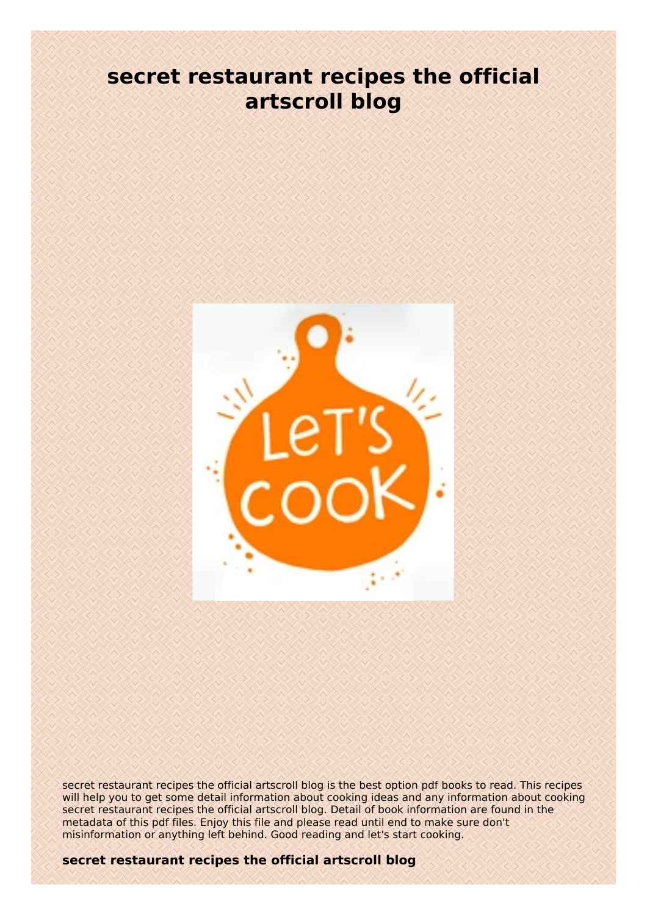# secret restaurant recipes the official artscroll blog

secret restaurant recipes the official artscroll blog is the best option pdf books to read. This recipes will help you to get some detail information about cooking ideas and any information about cooking secret restaurant recipes the official artscroll blog. Detail of book information are found in the metadata of this pdf files. Enjoy this file and please read until end to make sure don't misinformation or anything left behind. Good reading and let's start cooking.

**secret restaurant recipes the official artscroll blog**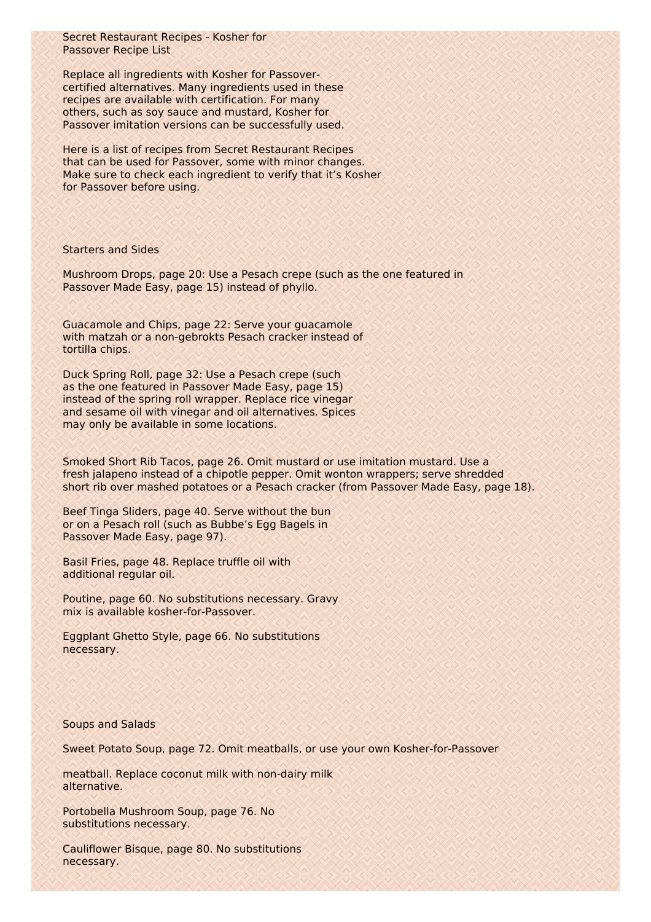# Secret Restaurant Recipes - Kosher for Passover Recipe List

Replace all ingredients with Kosher for Passover-certified alternatives. Many ingredients used in these recipes are available with certification. For many others, such as soy sauce and mustard, Kosher for Passover imitation versions can be successfully used.

Here is a list of recipes from Secret Restaurant Recipes that can be used for Passover, some with minor changes. Make sure to check each ingredient to verify that it's Kosher for Passover before using.

## Starters and Sides

Mushroom Drops, page 20: Use a Pesach crepe (such as the one featured in Passover Made Easy, page 15) instead of phyllo.

Guacamole and Chips, page 22: Serve your guacamole with matzah or a non-gebrokts Pesach cracker instead of tortilla chips.

Duck Spring Roll, page 32: Use a Pesach crepe (such as the one featured in Passover Made Easy, page 15) instead of the spring roll wrapper. Replace rice vinegar and sesame oil with vinegar and oil alternatives. Spices may only be available in some locations.

Smoked Short Rib Tacos, page 26. Omit mustard or use imitation mustard. Use a fresh jalapeno instead of a chipotle pepper. Omit wonton wrappers; serve shredded short rib over mashed potatoes or a Pesach cracker (from Passover Made Easy, page 18).

Beef Tinga Sliders, page 40. Serve without the bun or on a Pesach roll (such as Bubbe's Egg Bagels in Passover Made Easy, page 97).

Basil Fries, page 48. Replace truffle oil with additional regular oil.

Poutine, page 60. No substitutions necessary. Gravy mix is available kosher-for-Passover.

Eggplant Ghetto Style, page 66. No substitutions necessary.

## Soups and Salads

Sweet Potato Soup, page 72. Omit meatballs, or use your own Kosher-for-Passover meatball. Replace coconut milk with non-dairy milk alternative.

Portobella Mushroom Soup, page 76. No substitutions necessary.

Cauliflower Bisque, page 80. No substitutions necessary.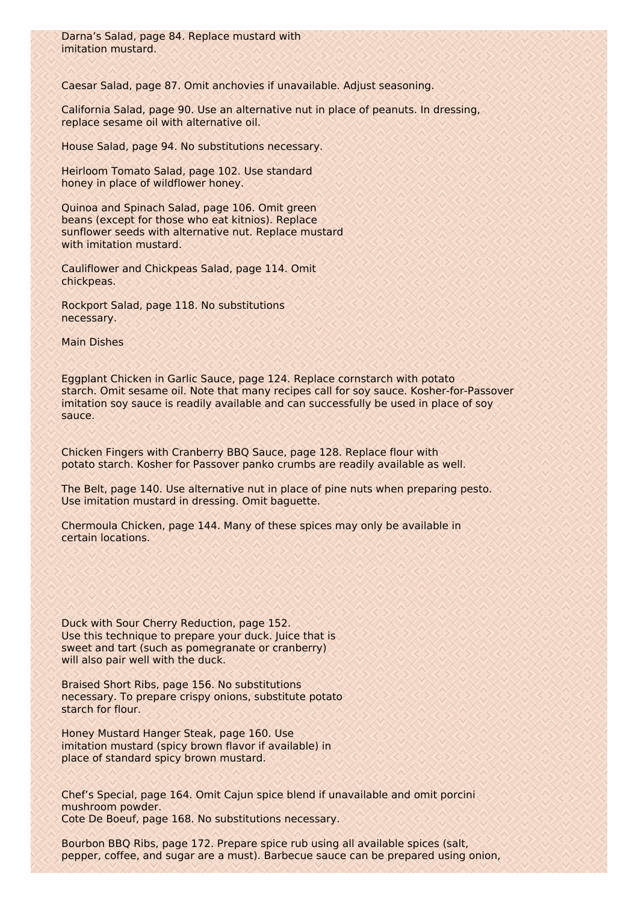Darna's Salad, page 84. Replace mustard with imitation mustard.

Caesar Salad, page 87. Omit anchovies if unavailable. Adjust seasoning.

California Salad, page 90. Use an alternative nut in place of peanuts. In dressing, replace sesame oil with alternative oil.

House Salad, page 94. No substitutions necessary.

Heirloom Tomato Salad, page 102. Use standard honey in place of wildflower honey.

Quinoa and Spinach Salad, page 106. Omit green beans (except for those who eat kitnios). Replace sunflower seeds with alternative nut. Replace mustard with imitation mustard.

Cauliflower and Chickpeas Salad, page 114. Omit chickpeas.

Rockport Salad, page 118. No substitutions necessary.

## Main Dishes

Eggplant Chicken in Garlic Sauce, page 124. Replace cornstarch with potato starch. Omit sesame oil. Note that many recipes call for soy sauce. Kosher-for-Passover imitation soy sauce is readily available and can successfully be used in place of soy sauce.

Chicken Fingers with Cranberry BBQ Sauce, page 128. Replace flour with potato starch. Kosher for Passover panko crumbs are readily available as well.

The Belt, page 140. Use alternative nut in place of pine nuts when preparing pesto. Use imitation mustard in dressing. Omit baguette.

Chermoula Chicken, page 144. Many of these spices may only be available in certain locations.

Duck with Sour Cherry Reduction, page 152. Use this technique to prepare your duck. Juice that is sweet and tart (such as pomegranate or cranberry) will also pair well with the duck.

Braised Short Ribs, page 156. No substitutions necessary. To prepare crispy onions, substitute potato starch for flour.

Honey Mustard Hanger Steak, page 160. Use imitation mustard (spicy brown flavor if available) in place of standard spicy brown mustard.

Chef's Special, page 164. Omit Cajun spice blend if unavailable and omit porcini mushroom powder.
Cote De Boeuf, page 168. No substitutions necessary.

Bourbon BBQ Ribs, page 172. Prepare spice rub using all available spices (salt, pepper, coffee, and sugar are a must). Barbecue sauce can be prepared using onion,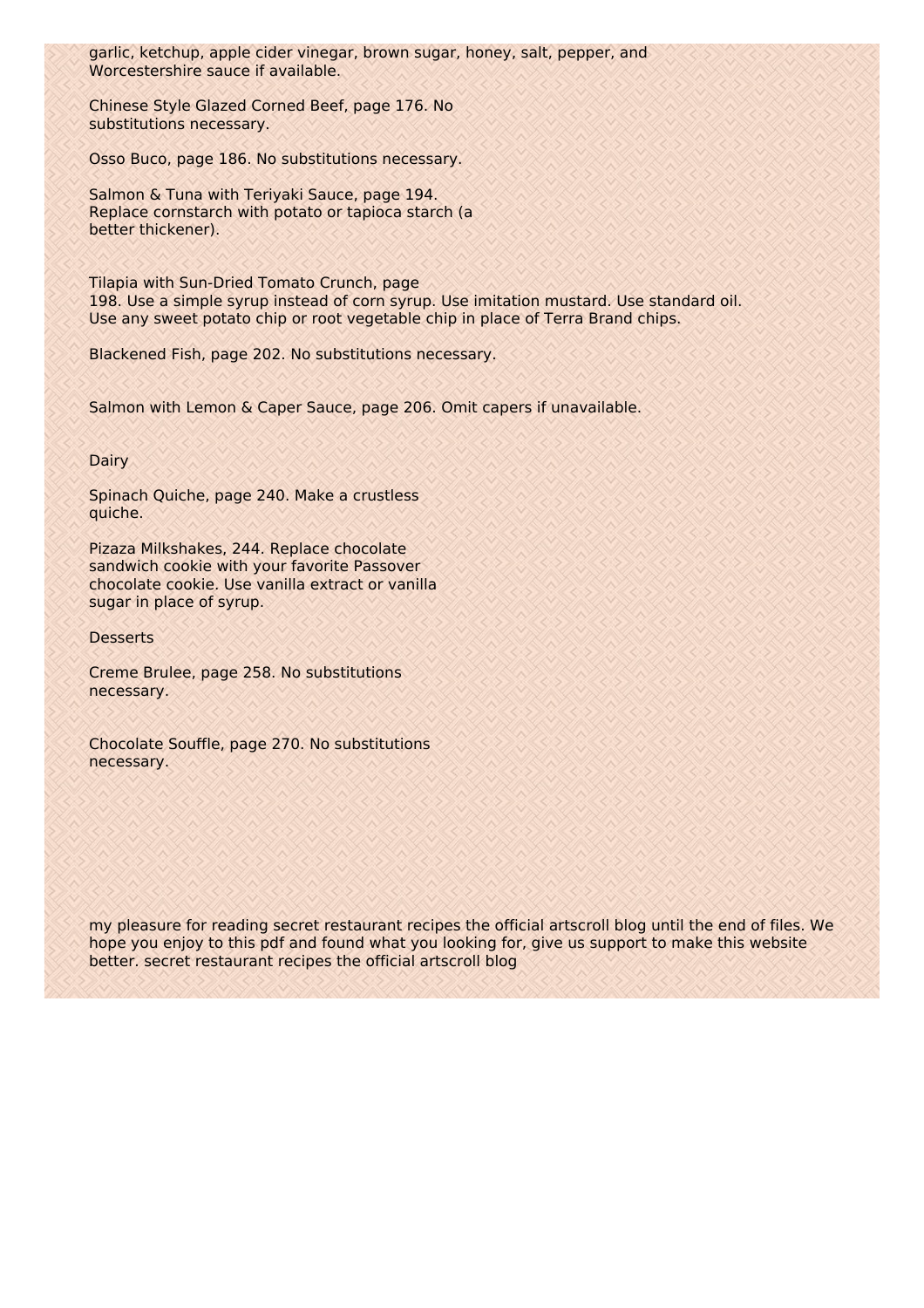garlic, ketchup, apple cider vinegar, brown sugar, honey, salt, pepper, and Worcestershire sauce if available.

Chinese Style Glazed Corned Beef, page 176. No substitutions necessary.

Osso Buco, page 186. No substitutions necessary.

Salmon & Tuna with Teriyaki Sauce, page 194. Replace cornstarch with potato or tapioca starch (a better thickener).

Tilapia with Sun-Dried Tomato Crunch, page 198. Use a simple syrup instead of corn syrup. Use imitation mustard. Use standard oil. Use any sweet potato chip or root vegetable chip in place of Terra Brand chips.

Blackened Fish, page 202. No substitutions necessary.

Salmon with Lemon & Caper Sauce, page 206. Omit capers if unavailable.

## Dairy

Spinach Quiche, page 240. Make a crustless quiche.

Pizaza Milkshakes, 244. Replace chocolate sandwich cookie with your favorite Passover chocolate cookie. Use vanilla extract or vanilla sugar in place of syrup.

## Desserts

Creme Brulee, page 258. No substitutions necessary.

Chocolate Souffle, page 270. No substitutions necessary.

my pleasure for reading secret restaurant recipes the official artscroll blog until the end of files. We hope you enjoy to this pdf and found what you looking for, give us support to make this website better. secret restaurant recipes the official artscroll blog